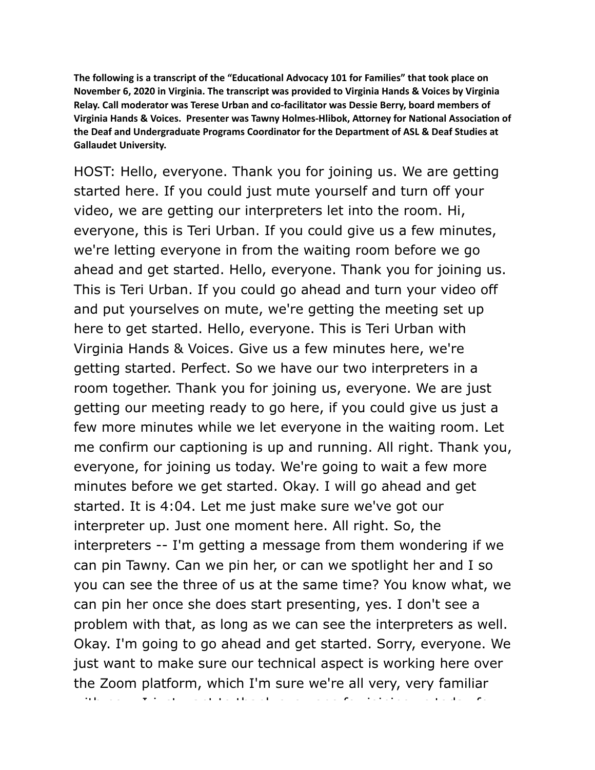**The following is a transcript of the "Educational Advocacy 101 for Families" that took place on November 6, 2020 in Virginia. The transcript was provided to Virginia Hands & Voices by Virginia Relay. Call moderator was Terese Urban and co-facilitator was Dessie Berry, board members of Virginia Hands & Voices. Presenter was Tawny Holmes-Hlibok, Attorney for National Association of the Deaf and Undergraduate Programs Coordinator for the Department of ASL & Deaf Studies at Gallaudet University.**

HOST: Hello, everyone. Thank you for joining us. We are getting started here. If you could just mute yourself and turn off your video, we are getting our interpreters let into the room. Hi, everyone, this is Teri Urban. If you could give us a few minutes, we're letting everyone in from the waiting room before we go ahead and get started. Hello, everyone. Thank you for joining us. This is Teri Urban. If you could go ahead and turn your video off and put yourselves on mute, we're getting the meeting set up here to get started. Hello, everyone. This is Teri Urban with Virginia Hands & Voices. Give us a few minutes here, we're getting started. Perfect. So we have our two interpreters in a room together. Thank you for joining us, everyone. We are just getting our meeting ready to go here, if you could give us just a few more minutes while we let everyone in the waiting room. Let me confirm our captioning is up and running. All right. Thank you, everyone, for joining us today. We're going to wait a few more minutes before we get started. Okay. I will go ahead and get started. It is 4:04. Let me just make sure we've got our interpreter up. Just one moment here. All right. So, the interpreters -- I'm getting a message from them wondering if we can pin Tawny. Can we pin her, or can we spotlight her and I so you can see the three of us at the same time? You know what, we can pin her once she does start presenting, yes. I don't see a problem with that, as long as we can see the interpreters as well. Okay. I'm going to go ahead and get started. Sorry, everyone. We just want to make sure our technical aspect is working here over the Zoom platform, which I'm sure we're all very, very familiar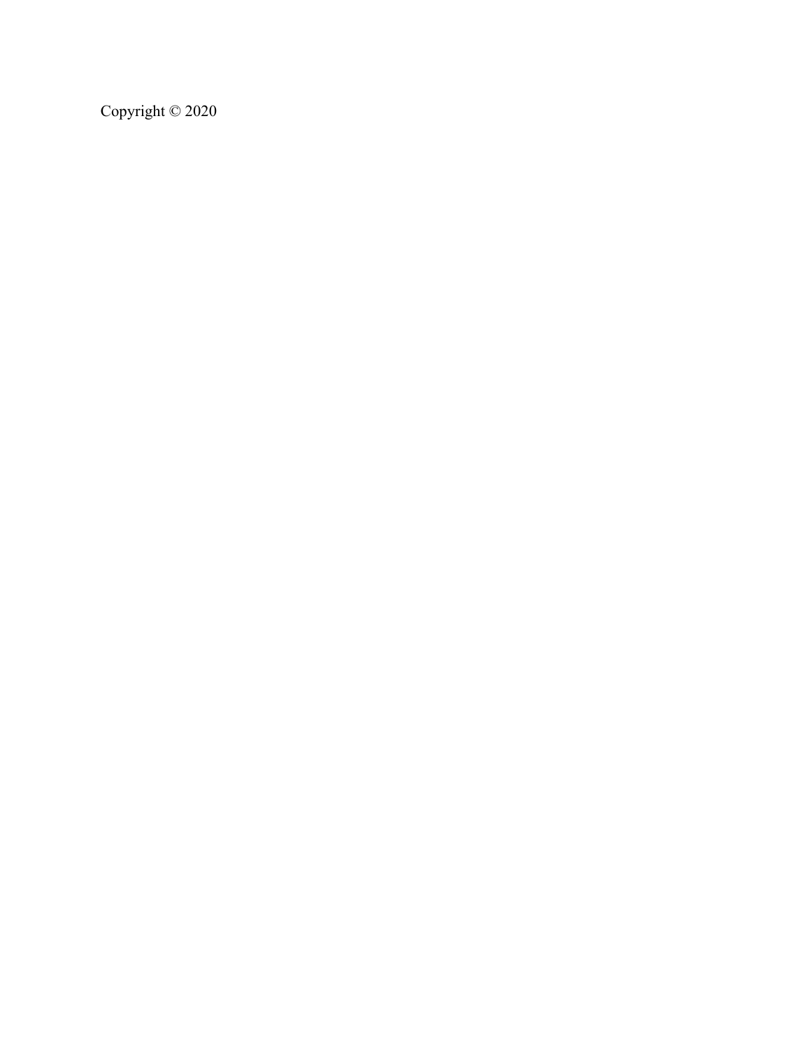Copyright © 2020